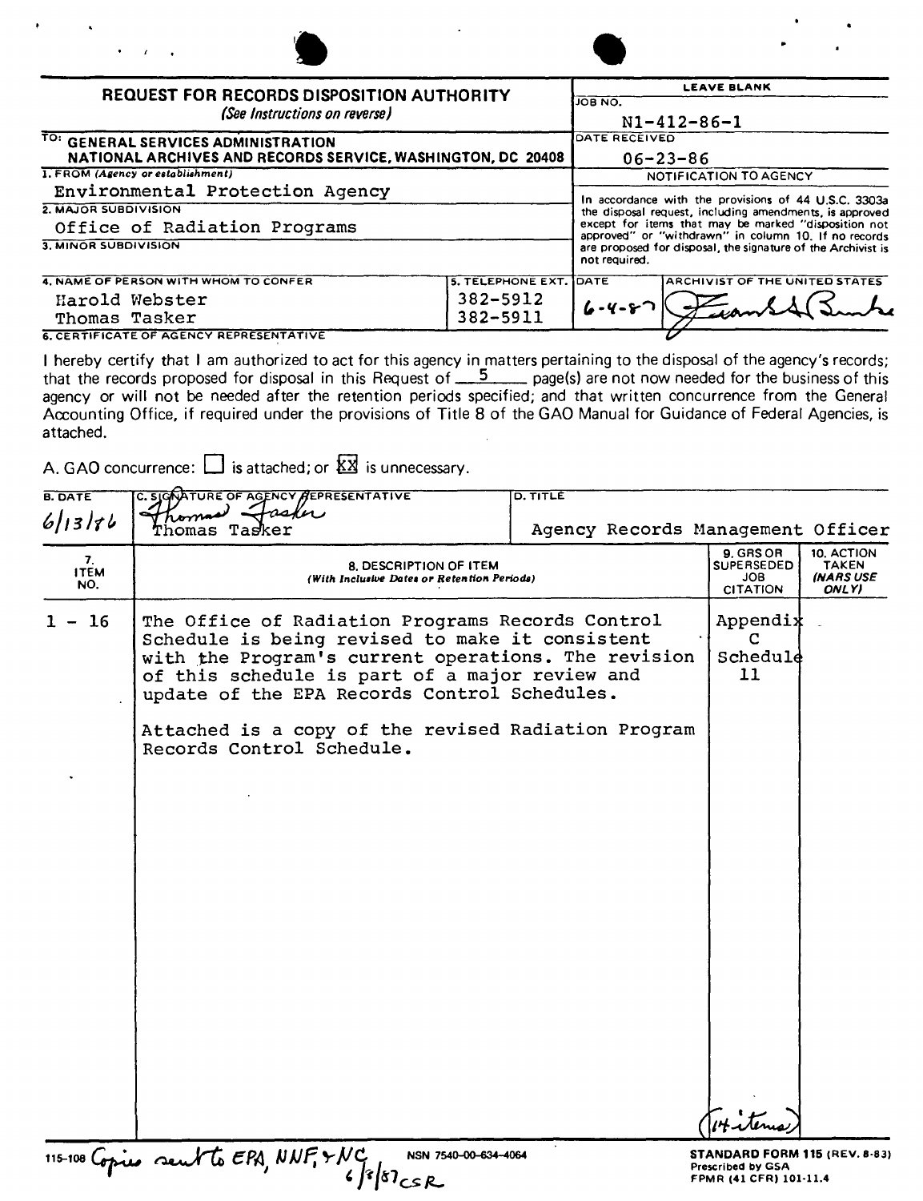# REQUEST FOR RECORDS DISPOSITION AUTHORITY

*(See Instructions on reverse)*

| | LEAVE BLANK |
|---|---|
| TO: GENERAL SERVICES ADMINISTRATION NATIONAL ARCHIVES AND RECORDS SERVICE, WASHINGTON, DC 20408 | JOB NO. N1-412-86-1 |
| 1. FROM (Agency or establishment) Environmental Protection Agency | DATE RECEIVED 06-23-86 |
| 2. MAJOR SUBDIVISION Office of Radiation Programs | NOTIFICATION TO AGENCY |
| 3. MINOR SUBDIVISION | In accordance with the provisions of 44 U.S.C. 3303a the disposal request, including amendments, is approved except for items that may be marked "disposition not approved" or "withdrawn" in column 10. If no records are proposed for disposal, the signature of the Archivist is not required. |

| 4. NAME OF PERSON WITH WHOM TO CONFER | 5. TELEPHONE EXT. | DATE | ARCHIVIST OF THE UNITED STATES |
|---|---|---|---|
| Harold Webster | 382-5912 | 6-4-87 | [signature] |
| Thomas Tasker | 382-5911 | | |

**6. CERTIFICATE OF AGENCY REPRESENTATIVE**

I hereby certify that I am authorized to act for this agency in matters pertaining to the disposal of the agency's records; that the records proposed for disposal in this Request of 5 page(s) are not now needed for the business of this agency or will not be needed after the retention periods specified; and that written concurrence from the General Accounting Office, if required under the provisions of Title 8 of the GAO Manual for Guidance of Federal Agencies, is attached.

A. GAO concurrence: ☐ is attached; or ☒ is unnecessary.

| B. DATE | C. SIGNATURE OF AGENCY REPRESENTATIVE | D. TITLE |
|---|---|---|
| 6/13/86 | [signature] Thomas Tasker | Agency Records Management Officer |

| 7. ITEM NO. | 8. DESCRIPTION OF ITEM (With Inclusive Dates or Retention Periods) | 9. GRS OR SUPERSEDED JOB CITATION | 10. ACTION TAKEN (NARS USE ONLY) |
|---|---|---|---|
| 1 - 16 | The Office of Radiation Programs Records Control Schedule is being revised to make it consistent with the Program's current operations. The revision of this schedule is part of a major review and update of the EPA Records Control Schedules.<br><br>Attached is a copy of the revised Radiation Program Records Control Schedule. | Appendix C Schedule 11<br><br>(14 items) | |

115-108 Copies sent to EPA, NNF, & NC 6/8/87 CSR

NSN 7540-00-634-4064

STANDARD FORM 115 (REV. 8-83)
Prescribed by GSA
FPMR (41 CFR) 101-11.4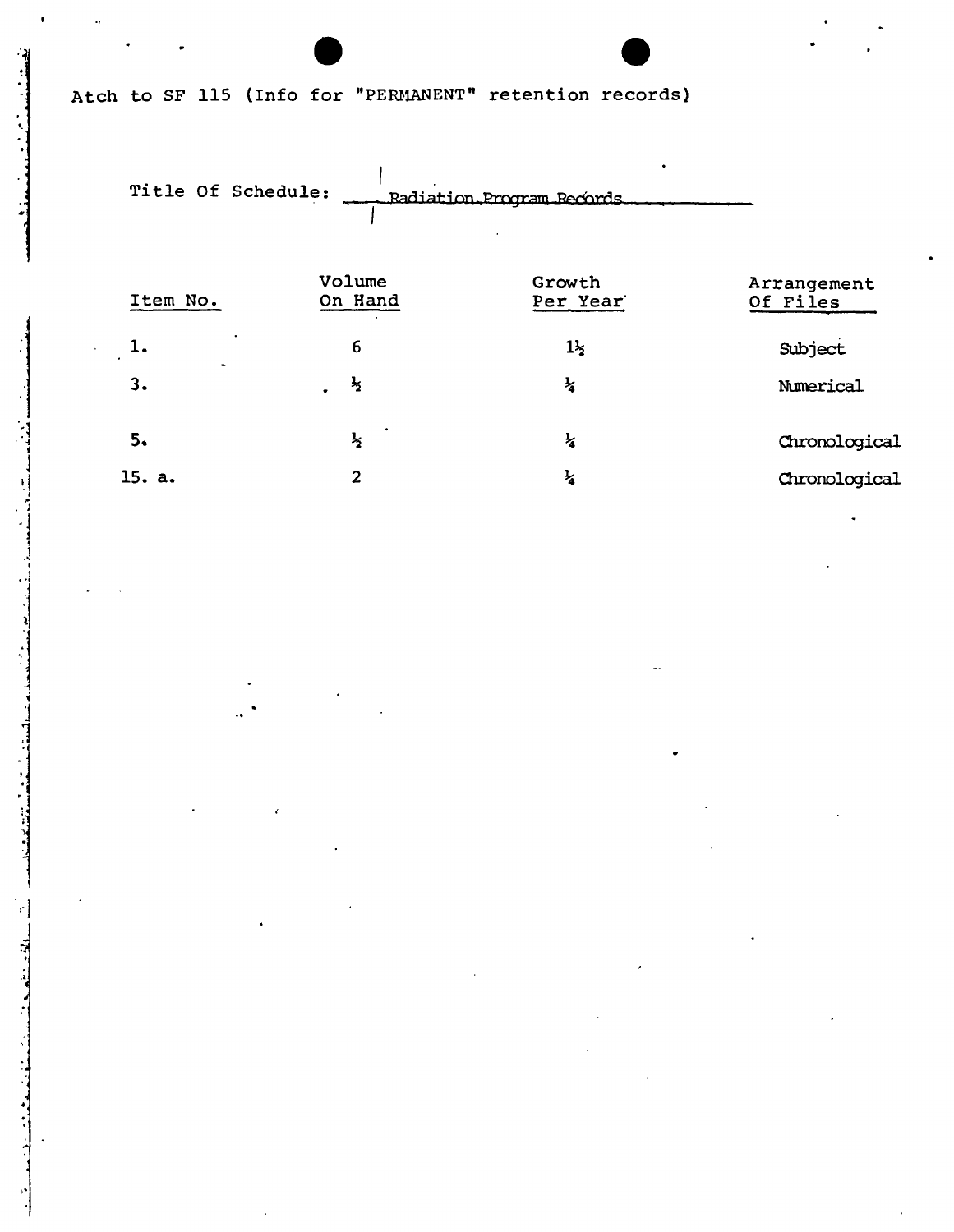Atch to SF 115 (Info for "PERMANENT" retention records)

Title Of Schedule: Radiation Program Records

| Item No. | Volume On Hand | Growth Per Year | Arrangement Of Files |
|---|---|---|---|
| 1. | 6 | 1½ | Subject |
| 3. | ½ | ¼ | Numerical |
| 5. | ½ | ¼ | Chronological |
| 15. a. | 2 | ¼ | Chronological |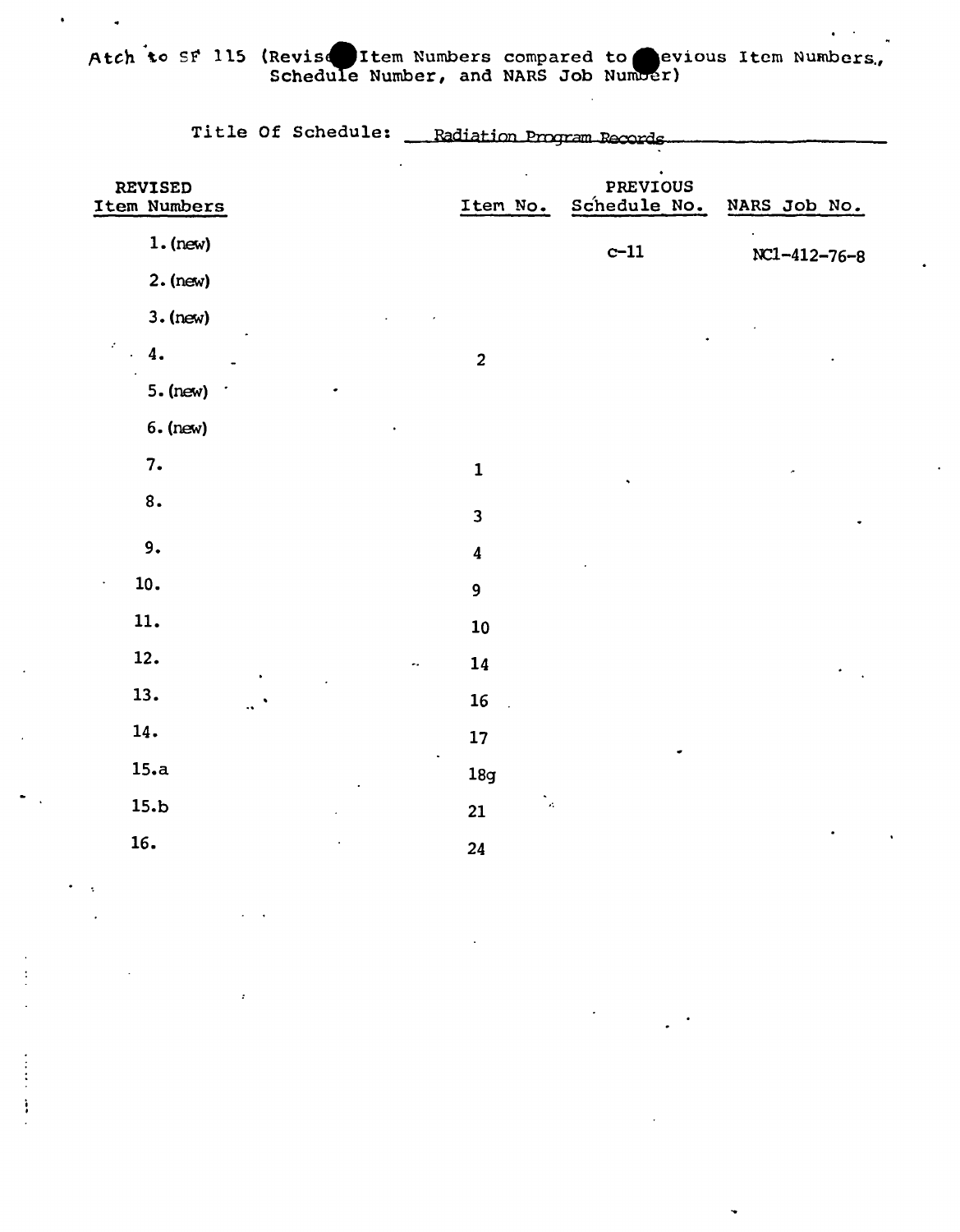Atch to SF 115 (Revised Item Numbers compared to Previous Item Numbers, Schedule Number, and NARS Job Number)

Title Of Schedule: Radiation Program Records

| REVISED Item Numbers | PREVIOUS Item No. | Schedule No. | NARS Job No. |
|---|---|---|---|
| 1. (new) | | C-11 | NC1-412-76-8 |
| 2. (new) | | | |
| 3. (new) | | | |
| 4. | 2 | | |
| 5. (new) | | | |
| 6. (new) | | | |
| 7. | 1 | | |
| 8. | 3 | | |
| 9. | 4 | | |
| 10. | 9 | | |
| 11. | 10 | | |
| 12. | 14 | | |
| 13. | 16 | | |
| 14. | 17 | | |
| 15.a | 18g | | |
| 15.b | 21 | | |
| 16. | 24 | | |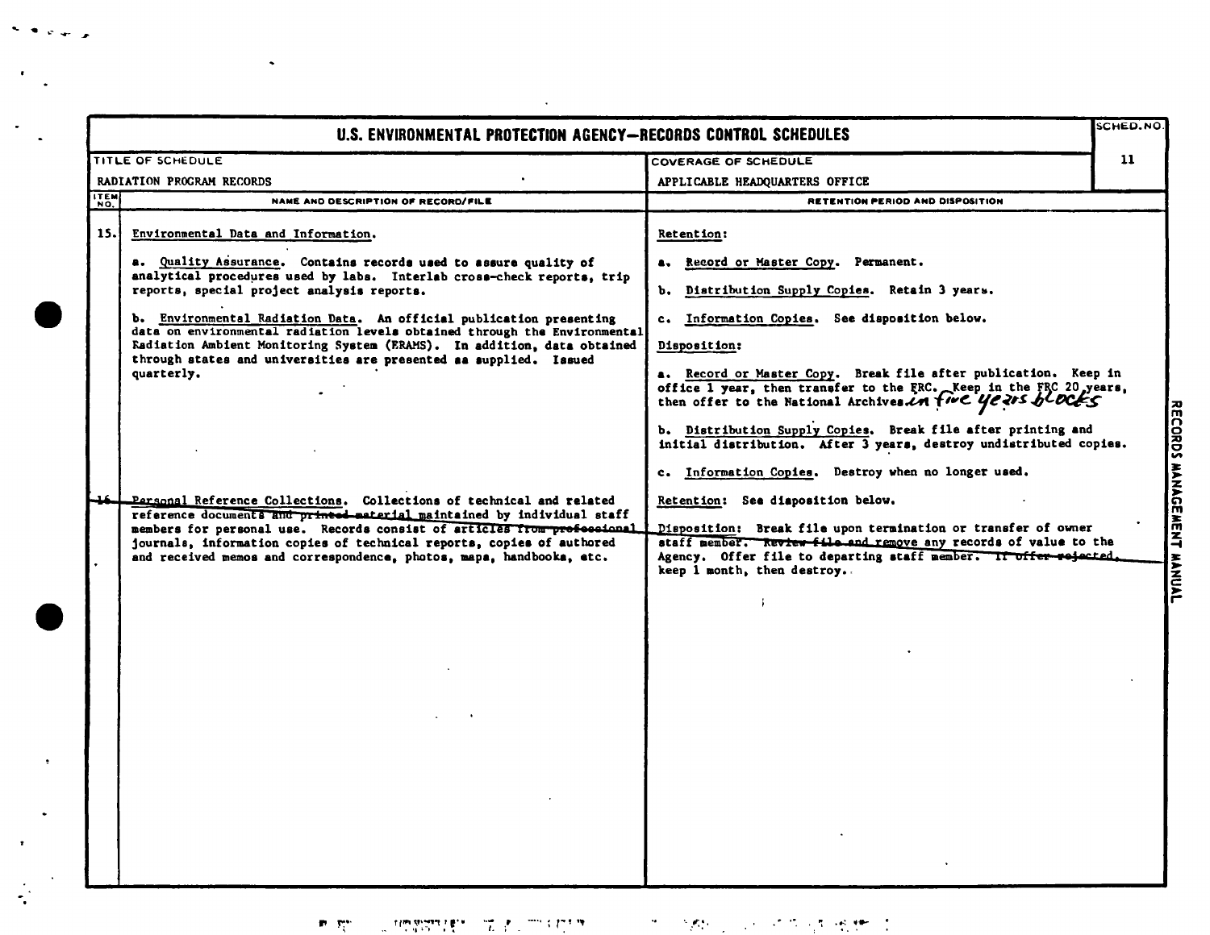# U.S. ENVIRONMENTAL PROTECTION AGENCY—RECORDS CONTROL SCHEDULES

| TITLE OF SCHEDULE | COVERAGE OF SCHEDULE | SCHED. NO. |
|---|---|---|
| RADIATION PROGRAM RECORDS | APPLICABLE HEADQUARTERS OFFICE | 11 |

| ITEM NO. | NAME AND DESCRIPTION OF RECORD/FILE | RETENTION PERIOD AND DISPOSITION |
|---|---|---|
| 15. | Environmental Data and Information.<br><br>a. Quality Assurance. Contains records used to assure quality of analytical procedures used by labs. Interlab cross-check reports, trip reports, special project analysis reports.<br><br>b. Environmental Radiation Data. An official publication presenting data on environmental radiation levels obtained through the Environmental Radiation Ambient Monitoring System (ERAMS). In addition, data obtained through states and universities are presented as supplied. Issued quarterly. | Retention:<br><br>a. Record or Master Copy. Permanent.<br><br>b. Distribution Supply Copies. Retain 3 years.<br><br>c. Information Copies. See disposition below.<br><br>Disposition:<br><br>a. Record or Master Copy. Break file after publication. Keep in office 1 year, then transfer to the FRC. Keep in the FRC 20 years, then offer to the National Archives in five years blocks<br><br>b. Distribution Supply Copies. Break file after printing and initial distribution. After 3 years, destroy undistributed copies.<br><br>c. Information Copies. Destroy when no longer used. |
| ~~16.~~ | ~~Personal Reference Collections.~~ Collections of technical and related reference documents ~~and printed material~~ maintained by individual staff members for personal use. Records consist of ~~articles from professional~~ journals, information copies of technical reports, copies of authored and received memos and correspondence, photos, maps, handbooks, etc. | Retention: See disposition below.<br><br>Disposition: Break file upon termination or transfer of owner staff member. ~~Review file and remove~~ any records of value to the Agency. Offer file to departing staff member. ~~If offer rejected,~~ keep 1 month, then destroy. |

RECORDS MANAGEMENT MANUAL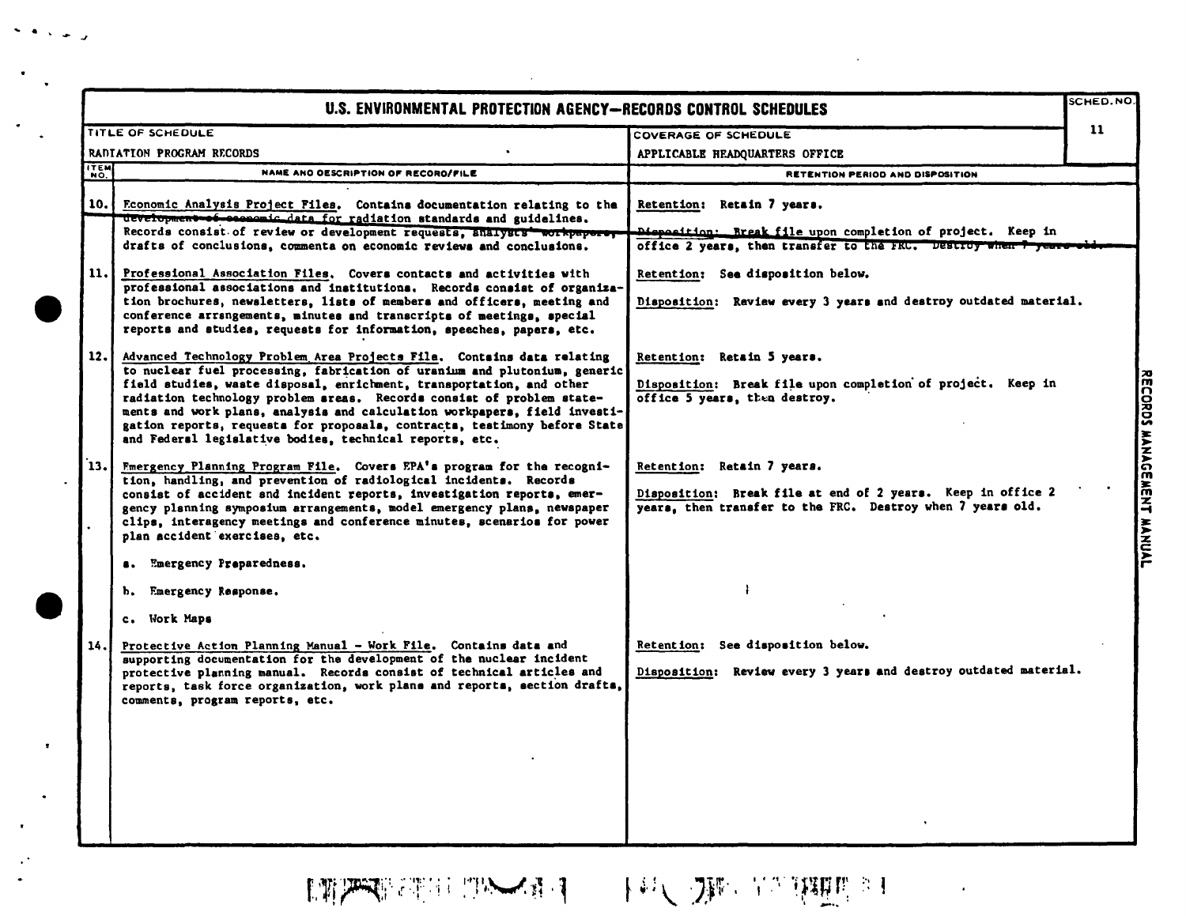# U.S. ENVIRONMENTAL PROTECTION AGENCY—RECORDS CONTROL SCHEDULES

| TITLE OF SCHEDULE | COVERAGE OF SCHEDULE | SCHED. NO. |
|---|---|---|
| RADIATION PROGRAM RECORDS | APPLICABLE HEADQUARTERS OFFICE | 11 |

| ITEM NO. | NAME AND DESCRIPTION OF RECORD/FILE | RETENTION PERIOD AND DISPOSITION |
|---|---|---|
| 10. | Economic Analysis Project Files. Contains documentation relating to the development of economic data for radiation standards and guidelines. Records consist of review or development requests, analysts' workpapers, drafts of conclusions, comments on economic reviews and conclusions. | Retention: Retain 7 years.<br><br>Disposition: Break file upon completion of project. Keep in office 2 years, then transfer to the FRC. Destroy when 7 years old. |
| 11. | Professional Association Files. Covers contacts and activities with professional associations and institutions. Records consist of organization brochures, newsletters, lists of members and officers, meeting and conference arrangements, minutes and transcripts of meetings, special reports and studies, requests for information, speeches, papers, etc. | Retention: See disposition below.<br><br>Disposition: Review every 3 years and destroy outdated material. |
| 12. | Advanced Technology Problem Area Projects File. Contains data relating to nuclear fuel processing, fabrication of uranium and plutonium, generic field studies, waste disposal, enrichment, transportation, and other radiation technology problem areas. Records consist of problem statements and work plans, analysis and calculation workpapers, field investigation reports, requests for proposals, contracts, testimony before State and Federal legislative bodies, technical reports, etc. | Retention: Retain 5 years.<br><br>Disposition: Break file upon completion of project. Keep in office 5 years, then destroy. |
| 13. | Emergency Planning Program File. Covers EPA's program for the recognition, handling, and prevention of radiological incidents. Records consist of accident and incident reports, investigation reports, emergency planning symposium arrangements, model emergency plans, newspaper clips, interagency meetings and conference minutes, scenarios for power plan accident exercises, etc.<br><br>a. Emergency Preparedness.<br><br>b. Emergency Response.<br><br>c. Work Maps | Retention: Retain 7 years.<br><br>Disposition: Break file at end of 2 years. Keep in office 2 years, then transfer to the FRC. Destroy when 7 years old. |
| 14. | Protective Action Planning Manual - Work File. Contains data and supporting documentation for the development of the nuclear incident protective planning manual. Records consist of technical articles and reports, task force organization, work plans and reports, section drafts, comments, program reports, etc. | Retention: See disposition below.<br><br>Disposition: Review every 3 years and destroy outdated material. |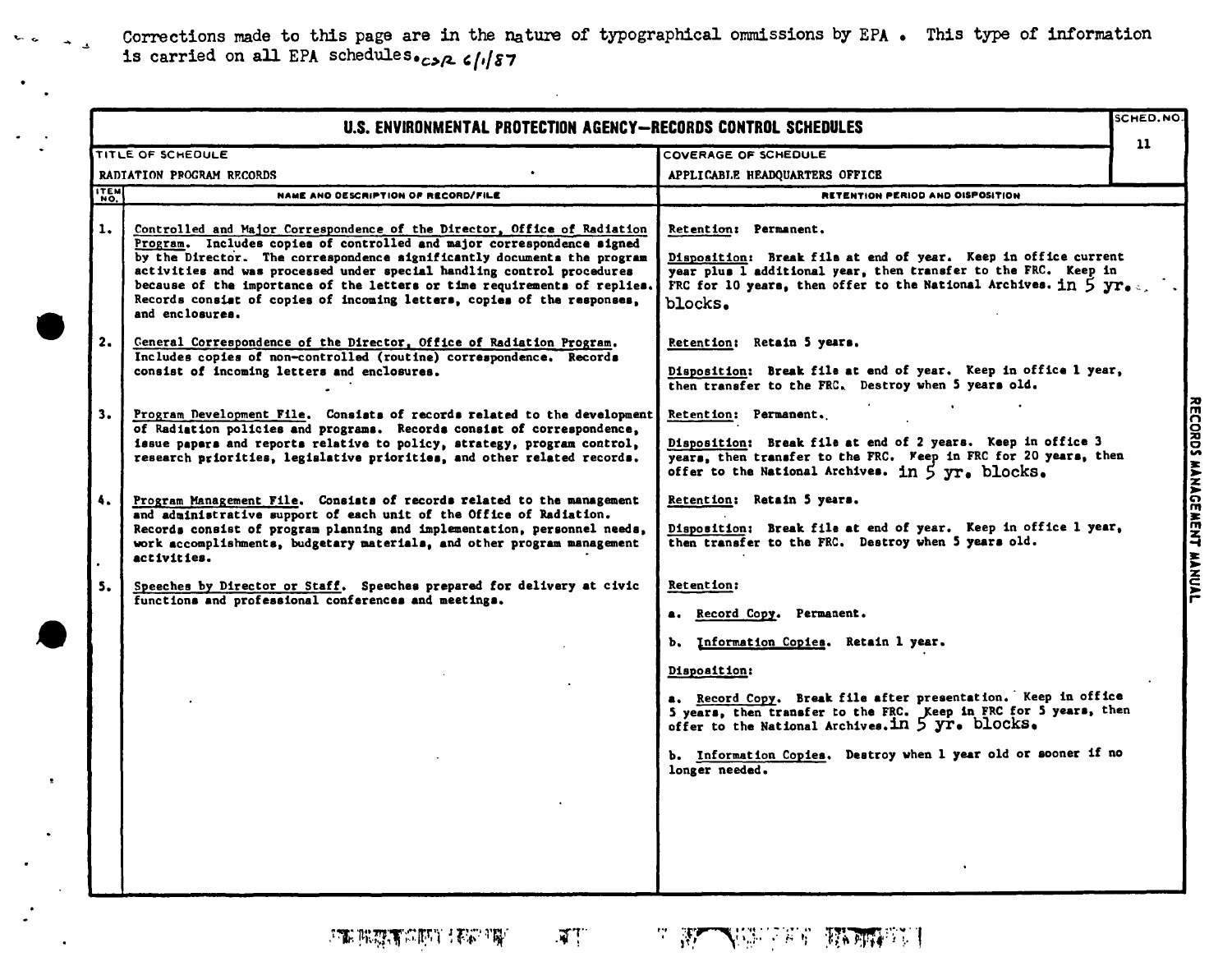Corrections made to this page are in the nature of typographical ommissions by EPA . This type of information is carried on all EPA schedules. CSR 6/1/87

# U.S. ENVIRONMENTAL PROTECTION AGENCY—RECORDS CONTROL SCHEDULES

**SCHED. NO.** 11

**TITLE OF SCHEDULE:** RADIATION PROGRAM RECORDS

**COVERAGE OF SCHEDULE:** APPLICABLE HEADQUARTERS OFFICE

| ITEM NO. | NAME AND DESCRIPTION OF RECORD/FILE | RETENTION PERIOD AND DISPOSITION |
|---|---|---|
| 1. | Controlled and Major Correspondence of the Director, Office of Radiation Program. Includes copies of controlled and major correspondence signed by the Director. The correspondence significantly documents the program activities and was processed under special handling control procedures because of the importance of the letters or time requirements of replies. Records consist of copies of incoming letters, copies of the responses, and enclosures. | Retention: Permanent.<br><br>Disposition: Break file at end of year. Keep in office current year plus 1 additional year, then transfer to the FRC. Keep in FRC for 10 years, then offer to the National Archives. in 5 yr. blocks. |
| 2. | General Correspondence of the Director, Office of Radiation Program. Includes copies of non-controlled (routine) correspondence. Records consist of incoming letters and enclosures. | Retention: Retain 5 years.<br><br>Disposition: Break file at end of year. Keep in office 1 year, then transfer to the FRC. Destroy when 5 years old. |
| 3. | Program Development File. Consists of records related to the development of Radiation policies and programs. Records consist of correspondence, issue papers and reports relative to policy, strategy, program control, research priorities, legislative priorities, and other related records. | Retention: Permanent.<br><br>Disposition: Break file at end of 2 years. Keep in office 3 years, then transfer to the FRC. Keep in FRC for 20 years, then offer to the National Archives. in 5 yr. blocks. |
| 4. | Program Management File. Consists of records related to the management and administrative support of each unit of the Office of Radiation. Records consist of program planning and implementation, personnel needs, work accomplishments, budgetary materials, and other program management activities. | Retention: Retain 5 years.<br><br>Disposition: Break file at end of year. Keep in office 1 year, then transfer to the FRC. Destroy when 5 years old. |
| 5. | Speeches by Director or Staff. Speeches prepared for delivery at civic functions and professional conferences and meetings. | Retention:<br><br>a. Record Copy. Permanent.<br><br>b. Information Copies. Retain 1 year.<br><br>Disposition:<br><br>a. Record Copy. Break file after presentation. Keep in office 5 years, then transfer to the FRC. Keep in FRC for 5 years, then offer to the National Archives. in 5 yr. blocks.<br><br>b. Information Copies. Destroy when 1 year old or sooner if no longer needed. |

RECORDS MANAGEMENT MANUAL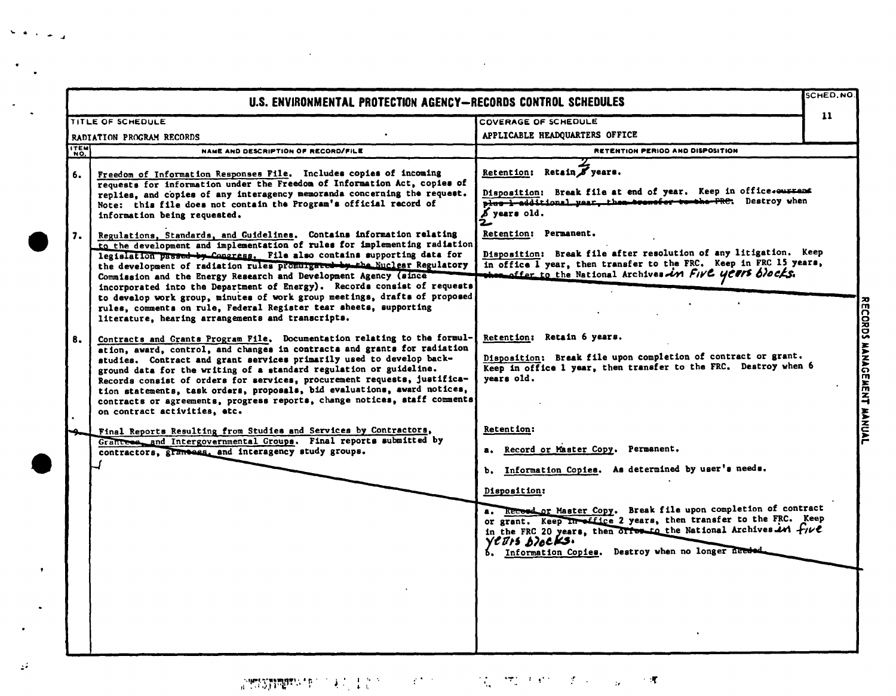# U.S. ENVIRONMENTAL PROTECTION AGENCY—RECORDS CONTROL SCHEDULES

| TITLE OF SCHEDULE | COVERAGE OF SCHEDULE | SCHED. NO. |
|---|---|---|
| RADIATION PROGRAM RECORDS | APPLICABLE HEADQUARTERS OFFICE | 11 |

| ITEM NO. | NAME AND DESCRIPTION OF RECORD/FILE | RETENTION PERIOD AND DISPOSITION |
|---|---|---|
| 6. | Freedom of Information Responses File. Includes copies of incoming requests for information under the Freedom of Information Act, copies of replies, and copies of any interagency memoranda concerning the request. Note: this file does not contain the Program's official record of information being requested. | Retention: Retain ~~5~~ 2 years.<br><br>Disposition: Break file at end of year. Keep in office. ~~current plus 1 additional year, then transfer to the FRC.~~ Destroy when ~~5~~ 2 years old. |
| 7. | Regulations, Standards, and Guidelines. Contains information relating to the development and implementation of rules for implementing radiation legislation ~~passed by Congress~~. File also contains supporting data for the development of radiation rules ~~promulgated by the Nuclear Regulatory~~ Commission and the Energy Research and Development Agency (since incorporated into the Department of Energy). Records consist of requests to develop work group, minutes of work group meetings, drafts of proposed rules, comments on rule, Federal Register tear sheets, supporting literature, hearing arrangements and transcripts. | Retention: Permanent.<br><br>Disposition: Break file after resolution of any litigation. Keep in office 1 year, then transfer to the FRC. Keep in FRC 15 years, ~~then offer~~ to the National Archives in five years blocks. |
| 8. | Contracts and Grants Program File. Documentation relating to the formulation, award, control, and changes in contracts and grants for radiation studies. Contract and grant services primarily used to develop background data for the writing of a standard regulation or guideline. Records consist of orders for services, procurement requests, justification statements, task orders, proposals, bid evaluations, award notices, contracts or agreements, progress reports, change notices, staff comments on contract activities, etc. | Retention: Retain 6 years.<br><br>Disposition: Break file upon completion of contract or grant. Keep in office 1 year, then transfer to the FRC. Destroy when 6 years old. |
| 9. | Final Reports Resulting from Studies and Services by Contractors, ~~Grantees~~, and Intergovernmental Groups. Final reports submitted by contractors, ~~grantees~~, and interagency study groups. | Retention:<br><br>a. Record or Master Copy. Permanent.<br><br>b. Information Copies. As determined by user's needs.<br><br>Disposition:<br><br>a. Record or Master Copy. Break file upon completion of contract or grant. Keep ~~in office~~ 2 years, then transfer to the FRC. Keep in the FRC 20 years, then ~~offer~~ to the National Archives in five years blocks.<br>b. Information Copies. Destroy when no longer needed. |

RECORDS MANAGEMENT MANUAL